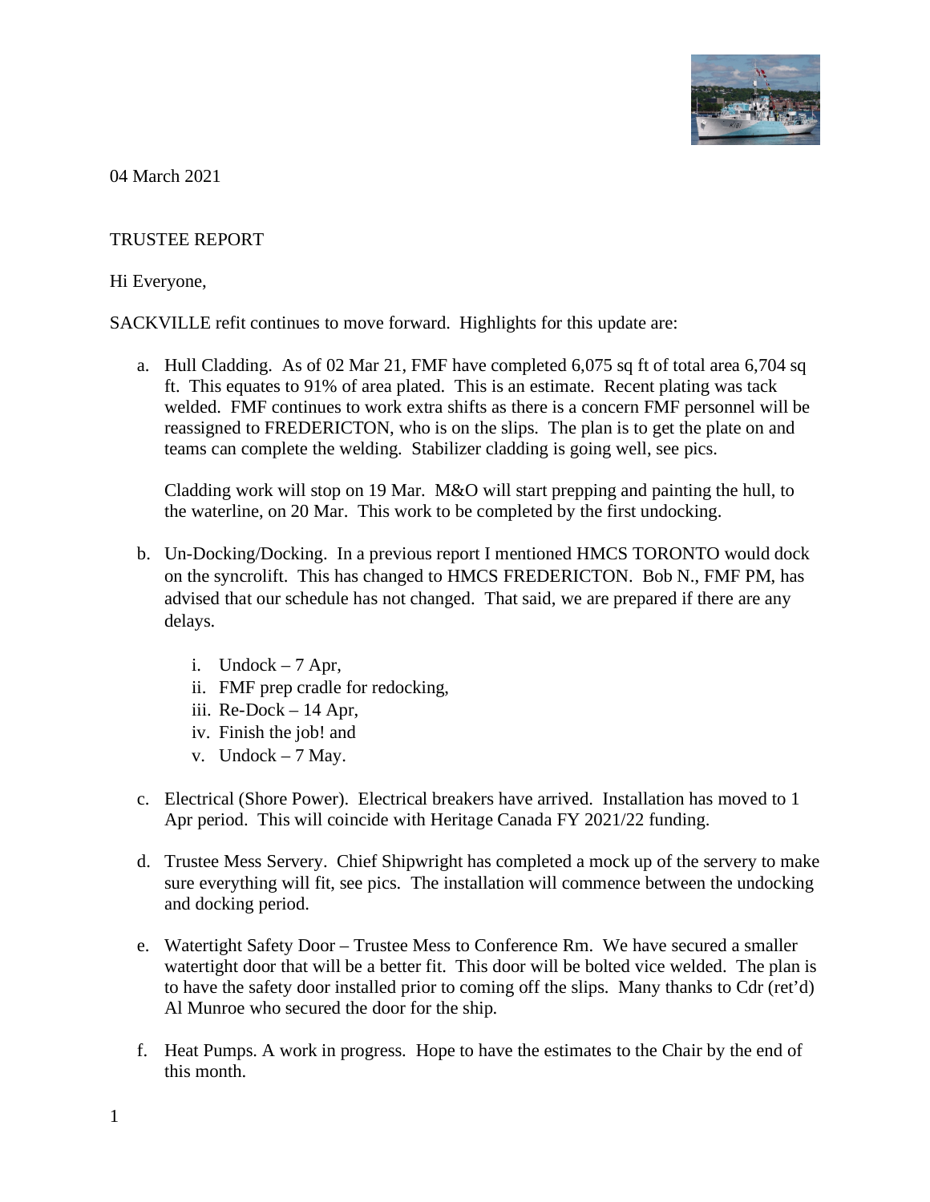04 March 2021

TRUSTEE REPORT

Hi Everyone,

SACKVILLE refit continues to move forward. Highlights for this update are:

a. Hull Cladding. As of 02 Mar 21, FMF have completed 6,075 sq ft of total area 6,704 sq ft. This equates to 91% of area plated. This is an estimate. Recent plating was tack welded. FMF continues to work extra shifts as there is a concern FMF personnel will be reassigned to FREDERICTON, who is on the slips. The plan is to get the plate on and teams can complete the welding. Stabilizer cladding is going well, see pics.

   Cladding work will stop on 19 Mar. M&O will start prepping and painting the hull, to the waterline, on 20 Mar. This work to be completed by the first undocking.

b. Un-Docking/Docking. In a previous report I mentioned HMCS TORONTO would dock on the syncrolift. This has changed to HMCS FREDERICTON. Bob N., FMF PM, has advised that our schedule has not changed. That said, we are prepared if there are any delays.

   i. Undock – 7 Apr,
   ii. FMF prep cradle for redocking,
   iii. Re-Dock – 14 Apr,
   iv. Finish the job! and
   v. Undock – 7 May.

c. Electrical (Shore Power). Electrical breakers have arrived. Installation has moved to 1 Apr period. This will coincide with Heritage Canada FY 2021/22 funding.

d. Trustee Mess Servery. Chief Shipwright has completed a mock up of the servery to make sure everything will fit, see pics. The installation will commence between the undocking and docking period.

e. Watertight Safety Door – Trustee Mess to Conference Rm. We have secured a smaller watertight door that will be a better fit. This door will be bolted vice welded. The plan is to have the safety door installed prior to coming off the slips. Many thanks to Cdr (ret'd) Al Munroe who secured the door for the ship.

f. Heat Pumps. A work in progress. Hope to have the estimates to the Chair by the end of this month.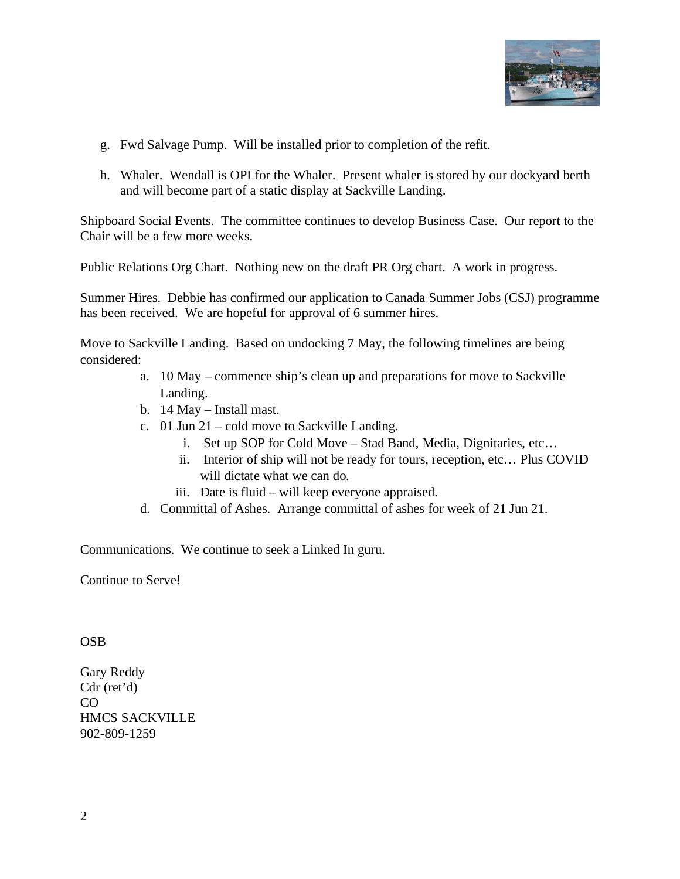g. Fwd Salvage Pump. Will be installed prior to completion of the refit.

h. Whaler. Wendall is OPI for the Whaler. Present whaler is stored by our dockyard berth and will become part of a static display at Sackville Landing.

Shipboard Social Events. The committee continues to develop Business Case. Our report to the Chair will be a few more weeks.

Public Relations Org Chart. Nothing new on the draft PR Org chart. A work in progress.

Summer Hires. Debbie has confirmed our application to Canada Summer Jobs (CSJ) programme has been received. We are hopeful for approval of 6 summer hires.

Move to Sackville Landing. Based on undocking 7 May, the following timelines are being considered:

a. 10 May – commence ship's clean up and preparations for move to Sackville Landing.
b. 14 May – Install mast.
c. 01 Jun 21 – cold move to Sackville Landing.
    i. Set up SOP for Cold Move – Stad Band, Media, Dignitaries, etc…
    ii. Interior of ship will not be ready for tours, reception, etc… Plus COVID will dictate what we can do.
    iii. Date is fluid – will keep everyone appraised.
d. Committal of Ashes. Arrange committal of ashes for week of 21 Jun 21.

Communications. We continue to seek a Linked In guru.

Continue to Serve!

OSB

Gary Reddy
Cdr (ret'd)
CO
HMCS SACKVILLE
902-809-1259